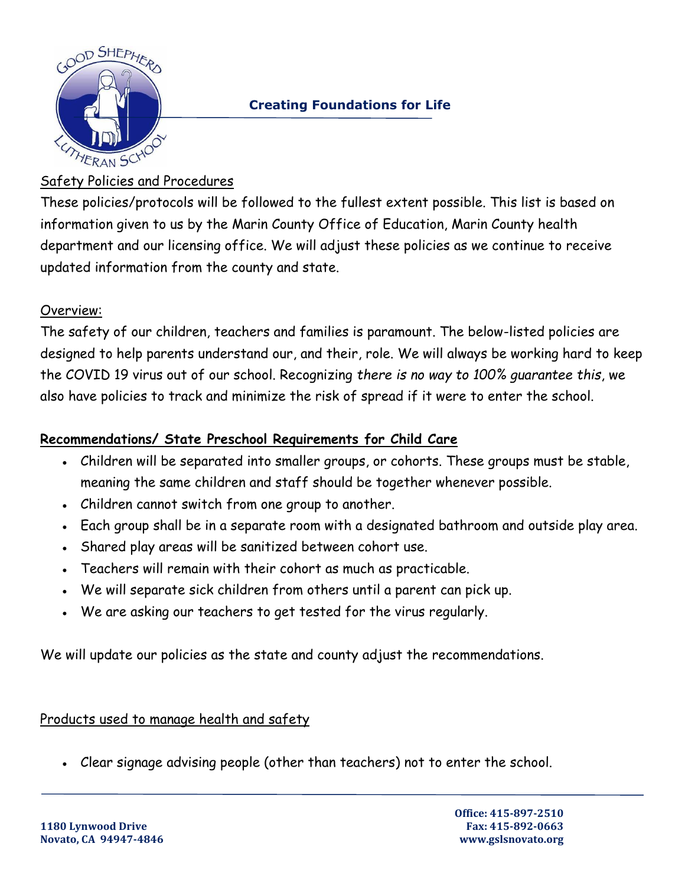**Creating Foundations for Life**

Safety Policies and Procedures

These policies/protocols will be followed to the fullest extent possible. This list is based on information given to us by the Marin County Office of Education, Marin County health department and our licensing office. We will adjust these policies as we continue to receive updated information from the county and state.

Overview:

The safety of our children, teachers and families is paramount. The below-listed policies are designed to help parents understand our, and their, role. We will always be working hard to keep the COVID 19 virus out of our school. Recognizing *there is no way to 100% guarantee this*, we also have policies to track and minimize the risk of spread if it were to enter the school.

**Recommendations/ State Preschool Requirements for Child Care**

- Children will be separated into smaller groups, or cohorts. These groups must be stable, meaning the same children and staff should be together whenever possible.
- Children cannot switch from one group to another.
- Each group shall be in a separate room with a designated bathroom and outside play area.
- Shared play areas will be sanitized between cohort use.
- Teachers will remain with their cohort as much as practicable.
- We will separate sick children from others until a parent can pick up.
- We are asking our teachers to get tested for the virus regularly.

We will update our policies as the state and county adjust the recommendations.

Products used to manage health and safety

- Clear signage advising people (other than teachers) not to enter the school.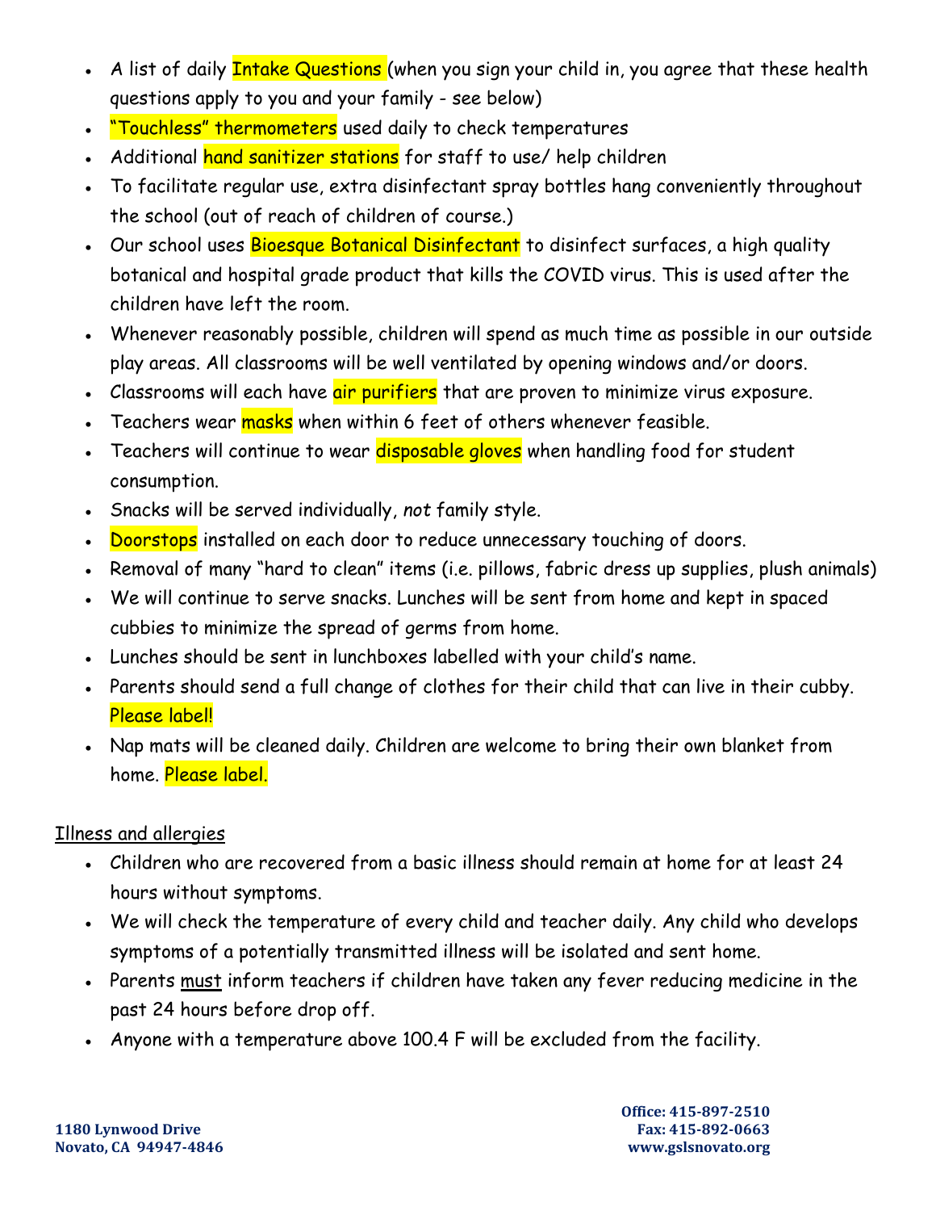- A list of daily Intake Questions (when you sign your child in, you agree that these health questions apply to you and your family - see below)
- "Touchless" thermometers used daily to check temperatures
- Additional hand sanitizer stations for staff to use/ help children
- To facilitate regular use, extra disinfectant spray bottles hang conveniently throughout the school (out of reach of children of course.)
- Our school uses Bioesque Botanical Disinfectant to disinfect surfaces, a high quality botanical and hospital grade product that kills the COVID virus. This is used after the children have left the room.
- Whenever reasonably possible, children will spend as much time as possible in our outside play areas. All classrooms will be well ventilated by opening windows and/or doors.
- Classrooms will each have air purifiers that are proven to minimize virus exposure.
- Teachers wear masks when within 6 feet of others whenever feasible.
- Teachers will continue to wear disposable gloves when handling food for student consumption.
- Snacks will be served individually, *not* family style.
- Doorstops installed on each door to reduce unnecessary touching of doors.
- Removal of many "hard to clean" items (i.e. pillows, fabric dress up supplies, plush animals)
- We will continue to serve snacks. Lunches will be sent from home and kept in spaced cubbies to minimize the spread of germs from home.
- Lunches should be sent in lunchboxes labelled with your child's name.
- Parents should send a full change of clothes for their child that can live in their cubby. Please label!
- Nap mats will be cleaned daily. Children are welcome to bring their own blanket from home. Please label.

<u>Illness and allergies</u>

- Children who are recovered from a basic illness should remain at home for at least 24 hours without symptoms.
- We will check the temperature of every child and teacher daily. Any child who develops symptoms of a potentially transmitted illness will be isolated and sent home.
- Parents <u>must</u> inform teachers if children have taken any fever reducing medicine in the past 24 hours before drop off.
- Anyone with a temperature above 100.4 F will be excluded from the facility.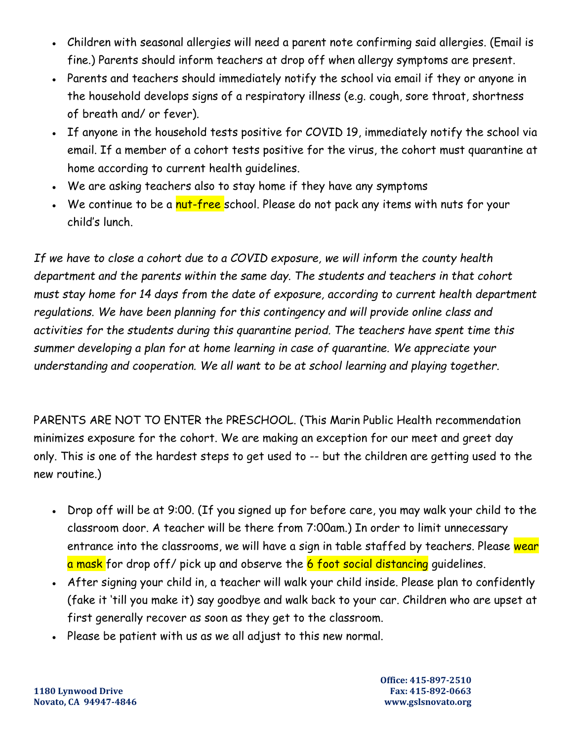- Children with seasonal allergies will need a parent note confirming said allergies. (Email is fine.) Parents should inform teachers at drop off when allergy symptoms are present.
- Parents and teachers should immediately notify the school via email if they or anyone in the household develops signs of a respiratory illness (e.g. cough, sore throat, shortness of breath and/ or fever).
- If anyone in the household tests positive for COVID 19, immediately notify the school via email. If a member of a cohort tests positive for the virus, the cohort must quarantine at home according to current health guidelines.
- We are asking teachers also to stay home if they have any symptoms
- We continue to be a nut-free school. Please do not pack any items with nuts for your child's lunch.

*If we have to close a cohort due to a COVID exposure, we will inform the county health department and the parents within the same day. The students and teachers in that cohort must stay home for 14 days from the date of exposure, according to current health department regulations. We have been planning for this contingency and will provide online class and activities for the students during this quarantine period. The teachers have spent time this summer developing a plan for at home learning in case of quarantine. We appreciate your understanding and cooperation. We all want to be at school learning and playing together.*

PARENTS ARE NOT TO ENTER the PRESCHOOL. (This Marin Public Health recommendation minimizes exposure for the cohort. We are making an exception for our meet and greet day only. This is one of the hardest steps to get used to -- but the children are getting used to the new routine.)

- Drop off will be at 9:00. (If you signed up for before care, you may walk your child to the classroom door. A teacher will be there from 7:00am.) In order to limit unnecessary entrance into the classrooms, we will have a sign in table staffed by teachers. Please wear a mask for drop off/ pick up and observe the 6 foot social distancing guidelines.
- After signing your child in, a teacher will walk your child inside. Please plan to confidently (fake it 'till you make it) say goodbye and walk back to your car. Children who are upset at first generally recover as soon as they get to the classroom.
- Please be patient with us as we all adjust to this new normal.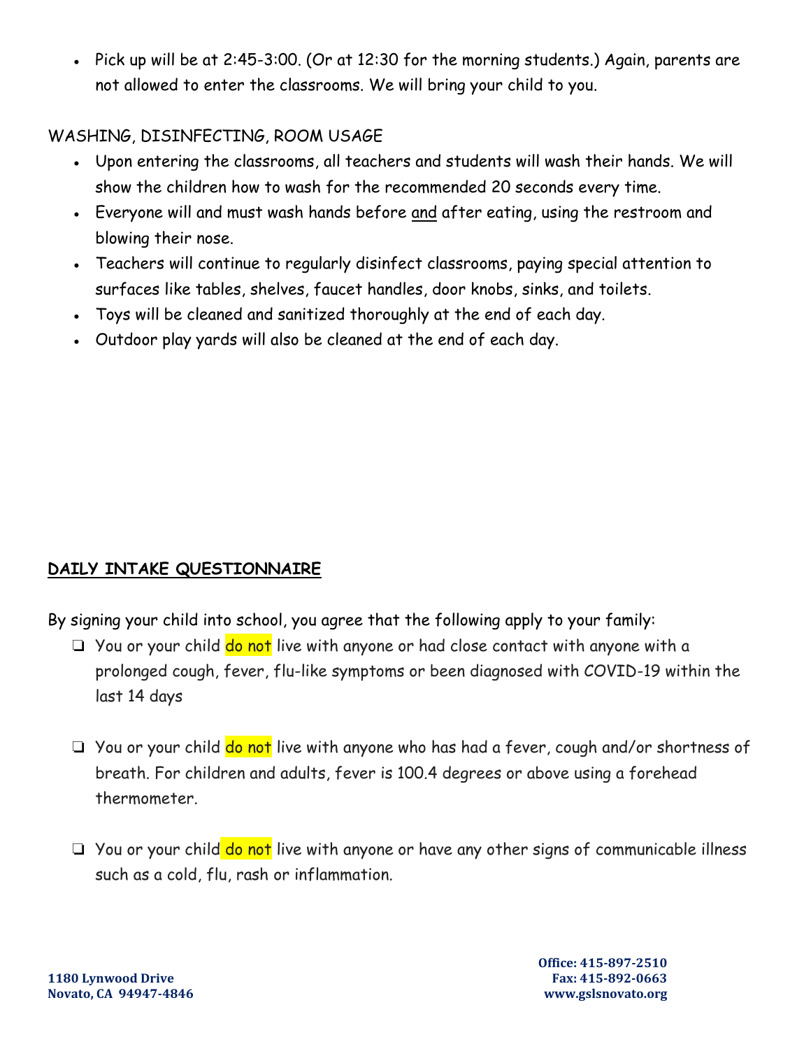- Pick up will be at 2:45-3:00. (Or at 12:30 for the morning students.) Again, parents are not allowed to enter the classrooms. We will bring your child to you.

WASHING, DISINFECTING, ROOM USAGE

- Upon entering the classrooms, all teachers and students will wash their hands. We will show the children how to wash for the recommended 20 seconds every time.
- Everyone will and must wash hands before and after eating, using the restroom and blowing their nose.
- Teachers will continue to regularly disinfect classrooms, paying special attention to surfaces like tables, shelves, faucet handles, door knobs, sinks, and toilets.
- Toys will be cleaned and sanitized thoroughly at the end of each day.
- Outdoor play yards will also be cleaned at the end of each day.

**DAILY INTAKE QUESTIONNAIRE**

By signing your child into school, you agree that the following apply to your family:

- ❑ You or your child **do not** live with anyone or had close contact with anyone with a prolonged cough, fever, flu-like symptoms or been diagnosed with COVID-19 within the last 14 days
- ❑ You or your child **do not** live with anyone who has had a fever, cough and/or shortness of breath. For children and adults, fever is 100.4 degrees or above using a forehead thermometer.
- ❑ You or your child **do not** live with anyone or have any other signs of communicable illness such as a cold, flu, rash or inflammation.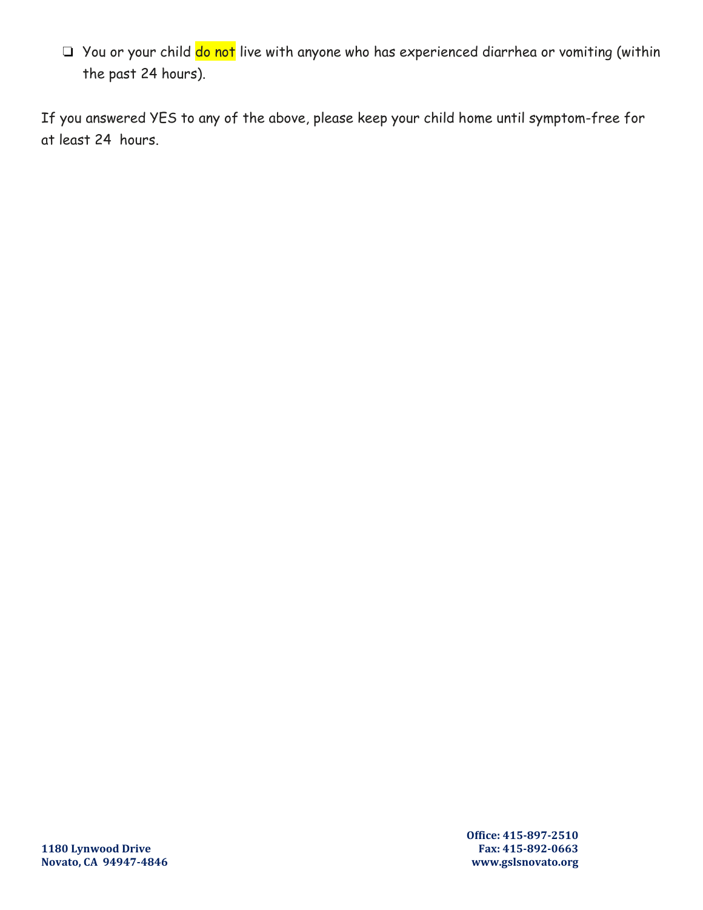- [ ] You or your child do not live with anyone who has experienced diarrhea or vomiting (within the past 24 hours).

If you answered YES to any of the above, please keep your child home until symptom-free for at least 24 hours.

**1180 Lynwood Drive**
**Novato, CA 94947-4846**

**Office: 415-897-2510**
**Fax: 415-892-0663**
**www.gslsnovato.org**